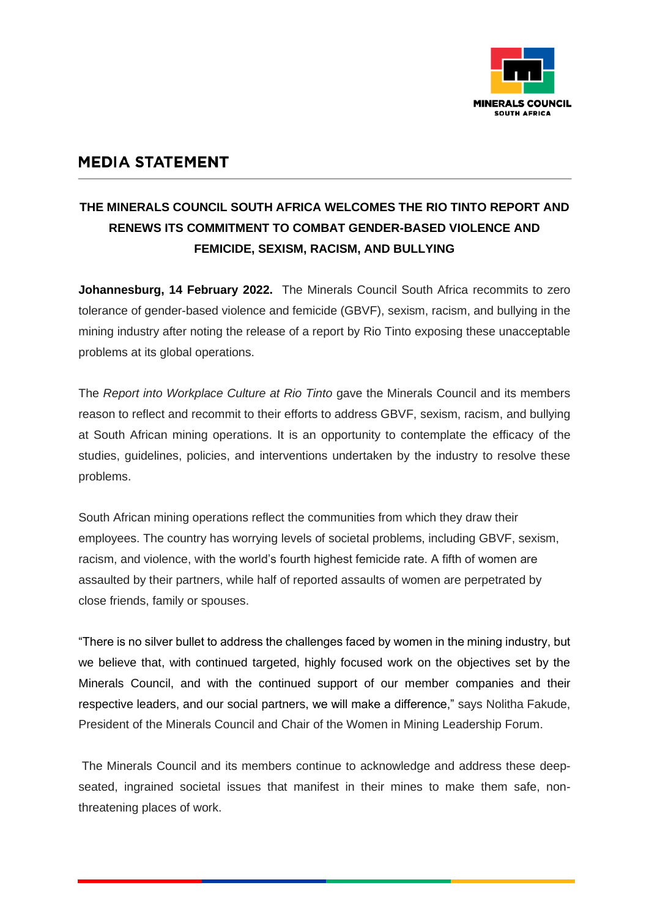# MEDIA STATEMENT

## THE MINERALS COUNCIL SOUTH AFRICA WELCOMES THE RIO TINTO REPORT AND RENEWS ITS COMMITMENT TO COMBAT GENDER-BASED VIOLENCE AND FEMICIDE, SEXISM, RACISM, AND BULLYING

**Johannesburg, 14 February 2022.** The Minerals Council South Africa recommits to zero tolerance of gender-based violence and femicide (GBVF), sexism, racism, and bullying in the mining industry after noting the release of a report by Rio Tinto exposing these unacceptable problems at its global operations.

The *Report into Workplace Culture at Rio Tinto* gave the Minerals Council and its members reason to reflect and recommit to their efforts to address GBVF, sexism, racism, and bullying at South African mining operations. It is an opportunity to contemplate the efficacy of the studies, guidelines, policies, and interventions undertaken by the industry to resolve these problems.

South African mining operations reflect the communities from which they draw their employees. The country has worrying levels of societal problems, including GBVF, sexism, racism, and violence, with the world's fourth highest femicide rate. A fifth of women are assaulted by their partners, while half of reported assaults of women are perpetrated by close friends, family or spouses.

"There is no silver bullet to address the challenges faced by women in the mining industry, but we believe that, with continued targeted, highly focused work on the objectives set by the Minerals Council, and with the continued support of our member companies and their respective leaders, and our social partners, we will make a difference," says Nolitha Fakude, President of the Minerals Council and Chair of the Women in Mining Leadership Forum.

The Minerals Council and its members continue to acknowledge and address these deep-seated, ingrained societal issues that manifest in their mines to make them safe, non-threatening places of work.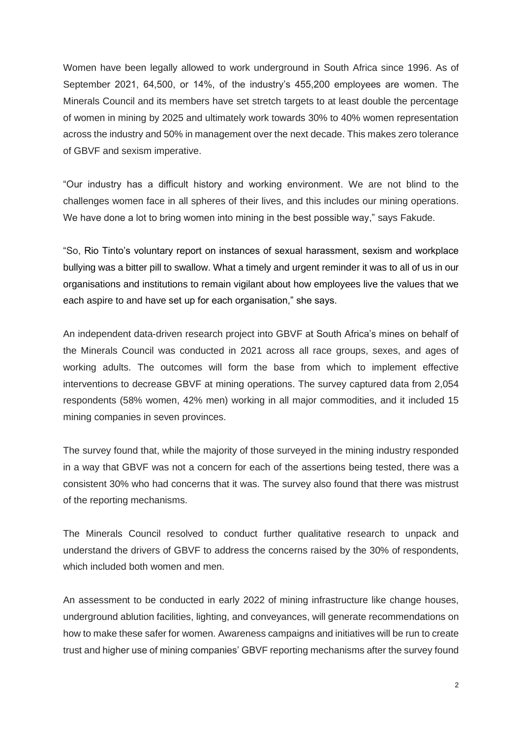Women have been legally allowed to work underground in South Africa since 1996. As of September 2021, 64,500, or 14%, of the industry's 455,200 employees are women. The Minerals Council and its members have set stretch targets to at least double the percentage of women in mining by 2025 and ultimately work towards 30% to 40% women representation across the industry and 50% in management over the next decade. This makes zero tolerance of GBVF and sexism imperative.

"Our industry has a difficult history and working environment. We are not blind to the challenges women face in all spheres of their lives, and this includes our mining operations. We have done a lot to bring women into mining in the best possible way," says Fakude.

"So, Rio Tinto's voluntary report on instances of sexual harassment, sexism and workplace bullying was a bitter pill to swallow. What a timely and urgent reminder it was to all of us in our organisations and institutions to remain vigilant about how employees live the values that we each aspire to and have set up for each organisation," she says.

An independent data-driven research project into GBVF at South Africa's mines on behalf of the Minerals Council was conducted in 2021 across all race groups, sexes, and ages of working adults. The outcomes will form the base from which to implement effective interventions to decrease GBVF at mining operations. The survey captured data from 2,054 respondents (58% women, 42% men) working in all major commodities, and it included 15 mining companies in seven provinces.

The survey found that, while the majority of those surveyed in the mining industry responded in a way that GBVF was not a concern for each of the assertions being tested, there was a consistent 30% who had concerns that it was. The survey also found that there was mistrust of the reporting mechanisms.

The Minerals Council resolved to conduct further qualitative research to unpack and understand the drivers of GBVF to address the concerns raised by the 30% of respondents, which included both women and men.

An assessment to be conducted in early 2022 of mining infrastructure like change houses, underground ablution facilities, lighting, and conveyances, will generate recommendations on how to make these safer for women. Awareness campaigns and initiatives will be run to create trust and higher use of mining companies' GBVF reporting mechanisms after the survey found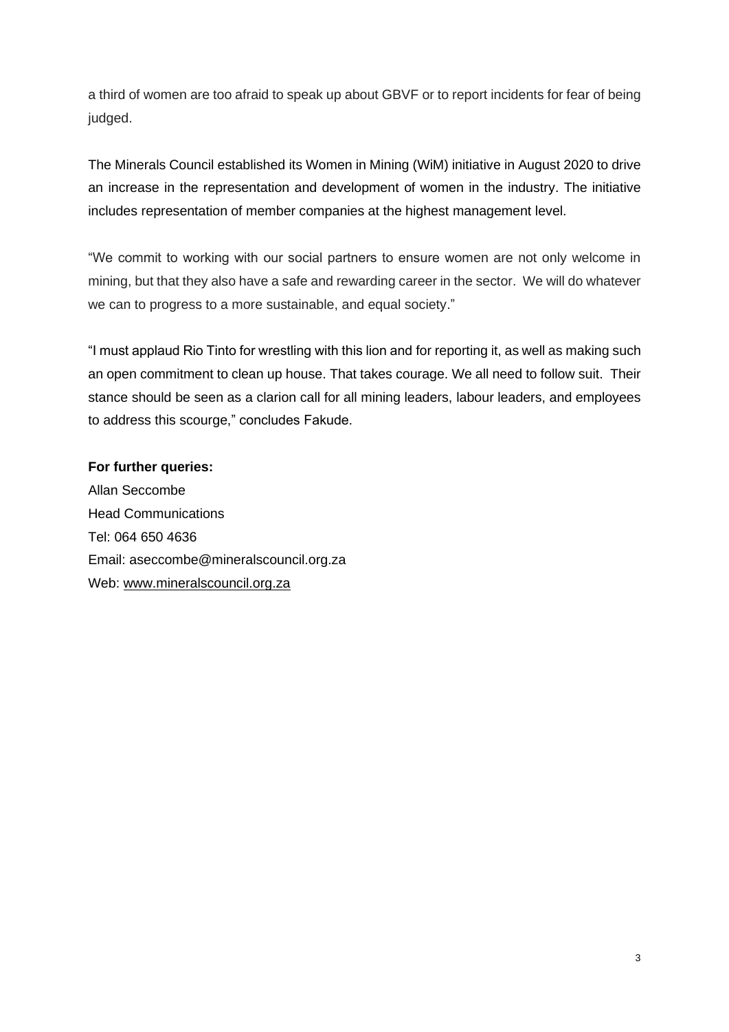a third of women are too afraid to speak up about GBVF or to report incidents for fear of being judged.

The Minerals Council established its Women in Mining (WiM) initiative in August 2020 to drive an increase in the representation and development of women in the industry. The initiative includes representation of member companies at the highest management level.

"We commit to working with our social partners to ensure women are not only welcome in mining, but that they also have a safe and rewarding career in the sector.  We will do whatever we can to progress to a more sustainable, and equal society."

"I must applaud Rio Tinto for wrestling with this lion and for reporting it, as well as making such an open commitment to clean up house. That takes courage. We all need to follow suit.  Their stance should be seen as a clarion call for all mining leaders, labour leaders, and employees to address this scourge," concludes Fakude.

**For further queries:**

Allan Seccombe  
Head Communications  
Tel: 064 650 4636  
Email: aseccombe@mineralscouncil.org.za  
Web: www.mineralscouncil.org.za